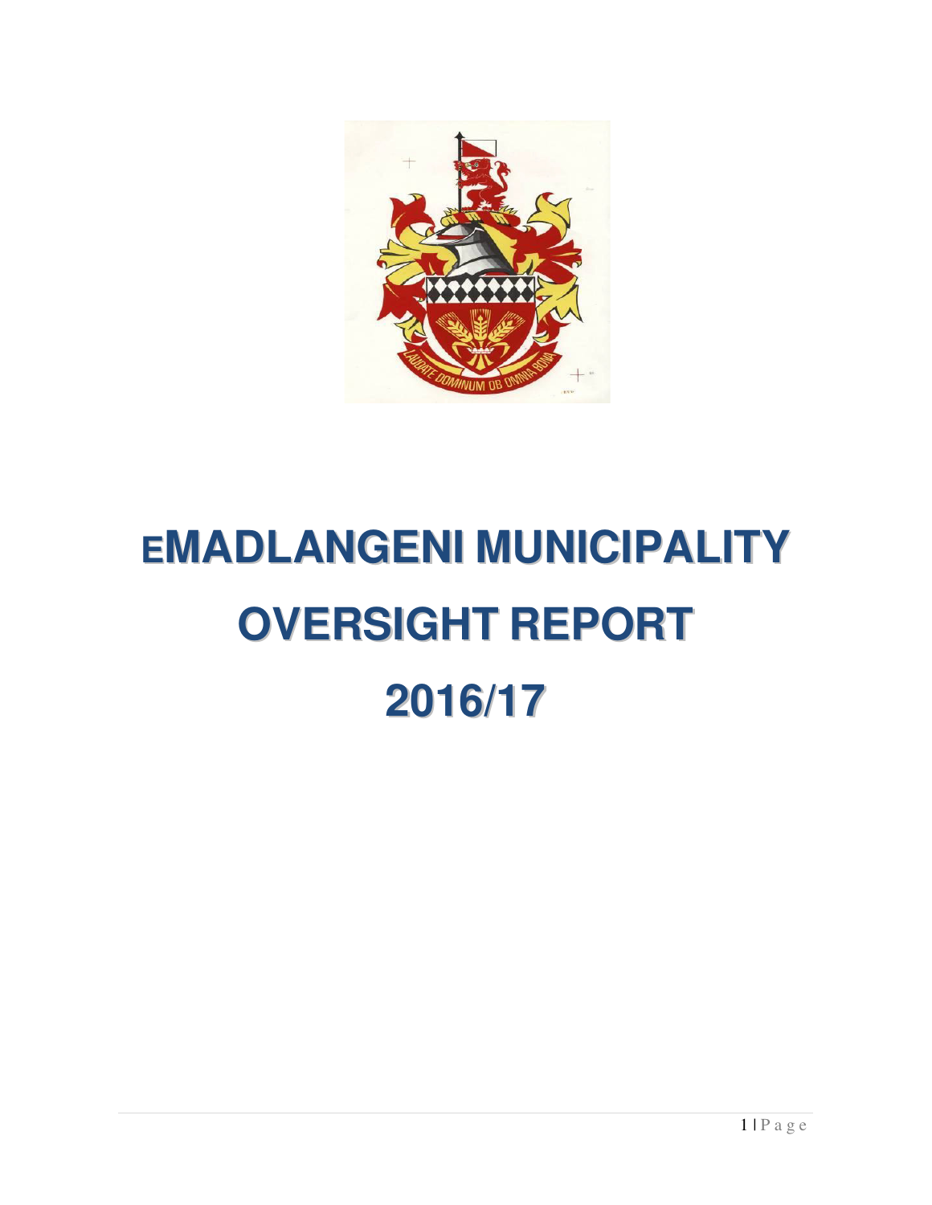# EMADLANGENI MUNICIPALITY OVERSIGHT REPORT 2016/17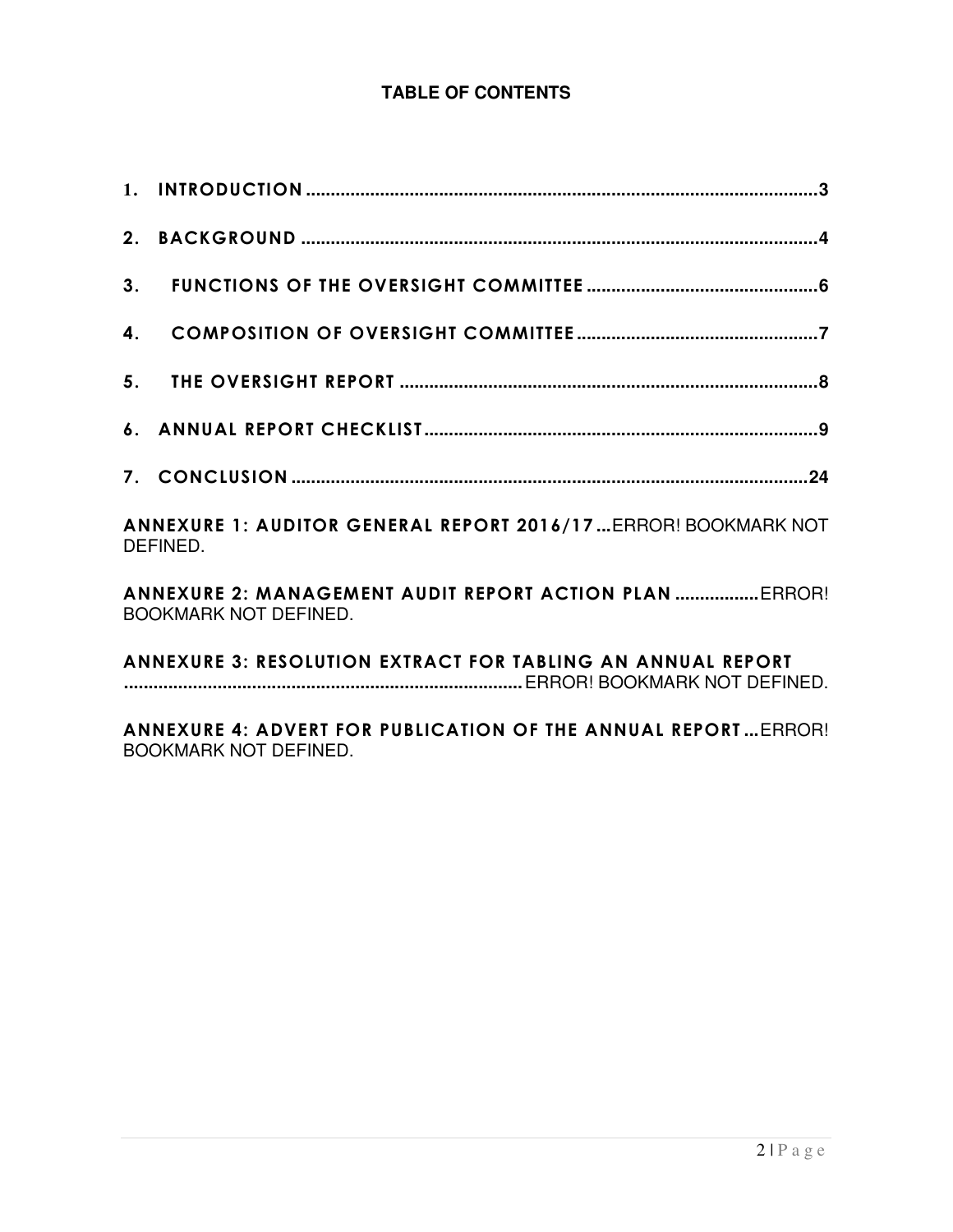**TABLE OF CONTENTS**

1. INTRODUCTION ........................................................................................................3

2. BACKGROUND ........................................................................................................4

3. FUNCTIONS OF THE OVERSIGHT COMMITTEE ..............................................6

4. COMPOSITION OF OVERSIGHT COMMITTEE ................................................7

5. THE OVERSIGHT REPORT ....................................................................................8

6. ANNUAL REPORT CHECKLIST ................................................................................9

7. CONCLUSION ........................................................................................................24

ANNEXURE 1: AUDITOR GENERAL REPORT 2016/17 ...ERROR! BOOKMARK NOT DEFINED.

ANNEXURE 2: MANAGEMENT AUDIT REPORT ACTION PLAN .................ERROR! BOOKMARK NOT DEFINED.

ANNEXURE 3: RESOLUTION EXTRACT FOR TABLING AN ANNUAL REPORT ..................................................................................ERROR! BOOKMARK NOT DEFINED.

ANNEXURE 4: ADVERT FOR PUBLICATION OF THE ANNUAL REPORT ...ERROR! BOOKMARK NOT DEFINED.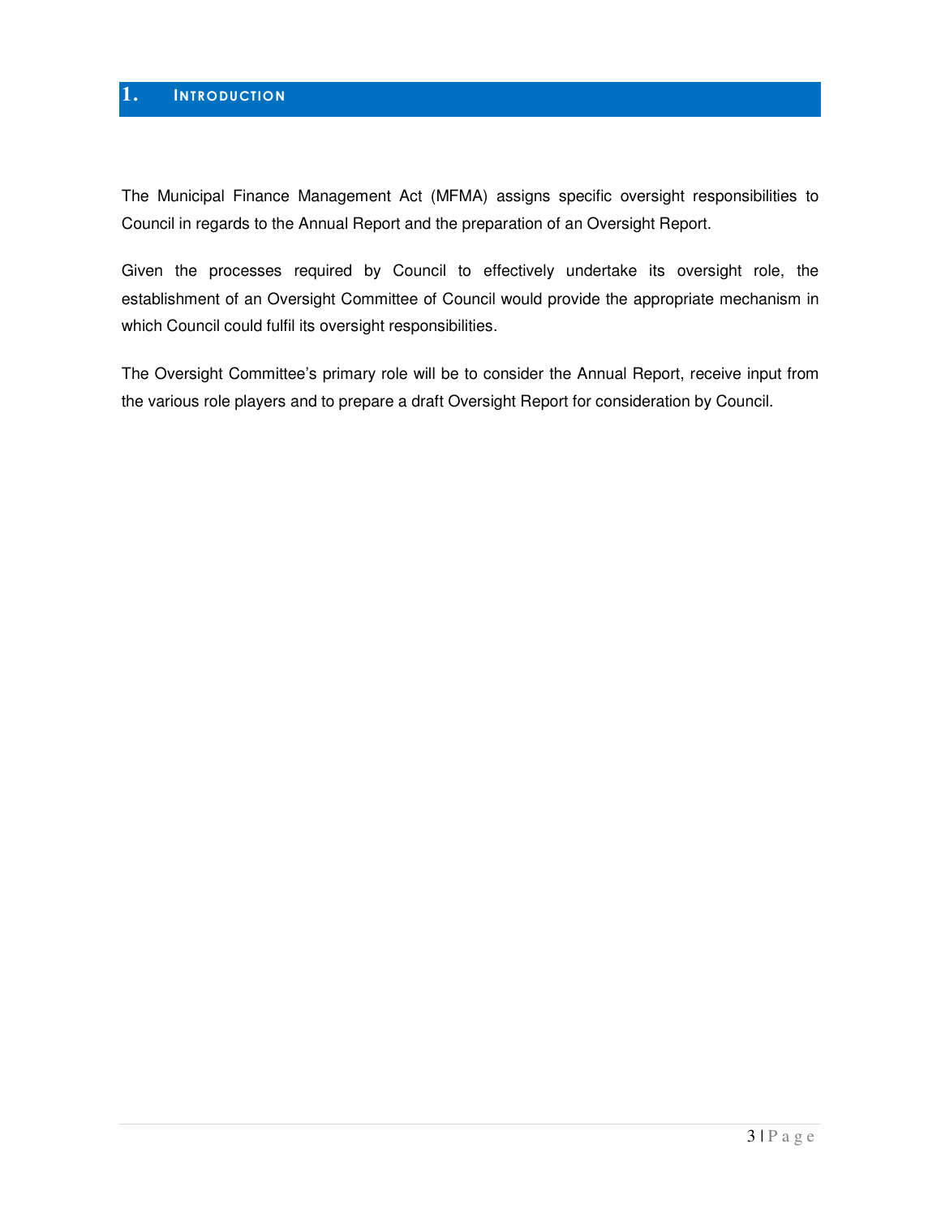# 1. Introduction

The Municipal Finance Management Act (MFMA) assigns specific oversight responsibilities to Council in regards to the Annual Report and the preparation of an Oversight Report.

Given the processes required by Council to effectively undertake its oversight role, the establishment of an Oversight Committee of Council would provide the appropriate mechanism in which Council could fulfil its oversight responsibilities.

The Oversight Committee's primary role will be to consider the Annual Report, receive input from the various role players and to prepare a draft Oversight Report for consideration by Council.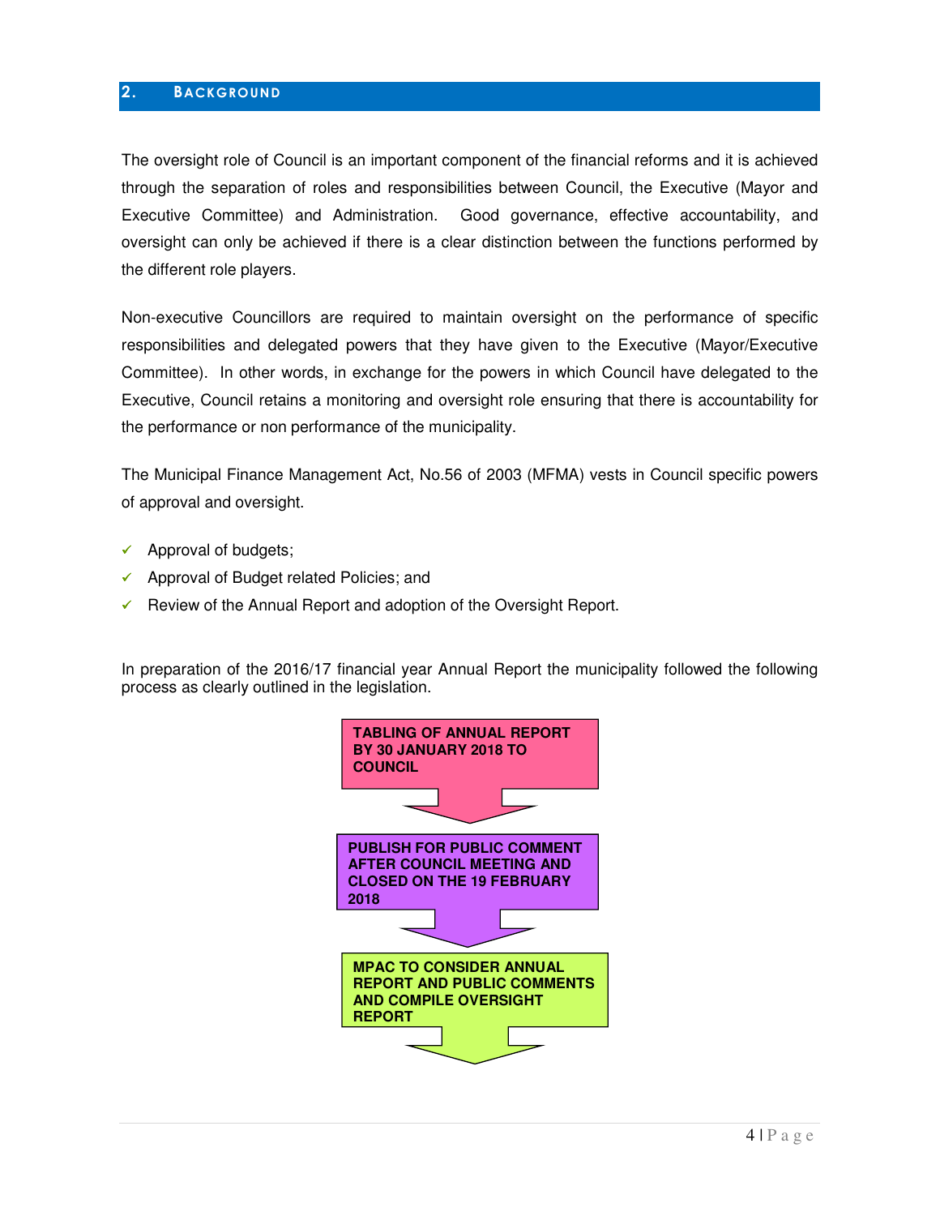## 2. BACKGROUND

The oversight role of Council is an important component of the financial reforms and it is achieved through the separation of roles and responsibilities between Council, the Executive (Mayor and Executive Committee) and Administration. Good governance, effective accountability, and oversight can only be achieved if there is a clear distinction between the functions performed by the different role players.

Non-executive Councillors are required to maintain oversight on the performance of specific responsibilities and delegated powers that they have given to the Executive (Mayor/Executive Committee). In other words, in exchange for the powers in which Council have delegated to the Executive, Council retains a monitoring and oversight role ensuring that there is accountability for the performance or non performance of the municipality.

The Municipal Finance Management Act, No.56 of 2003 (MFMA) vests in Council specific powers of approval and oversight.

- ✓ Approval of budgets;
- ✓ Approval of Budget related Policies; and
- ✓ Review of the Annual Report and adoption of the Oversight Report.

In preparation of the 2016/17 financial year Annual Report the municipality followed the following process as clearly outlined in the legislation.

**TABLING OF ANNUAL REPORT BY 30 JANUARY 2018 TO COUNCIL**

↓

**PUBLISH FOR PUBLIC COMMENT AFTER COUNCIL MEETING AND CLOSED ON THE 19 FEBRUARY 2018**

↓

**MPAC TO CONSIDER ANNUAL REPORT AND PUBLIC COMMENTS AND COMPILE OVERSIGHT REPORT**

↓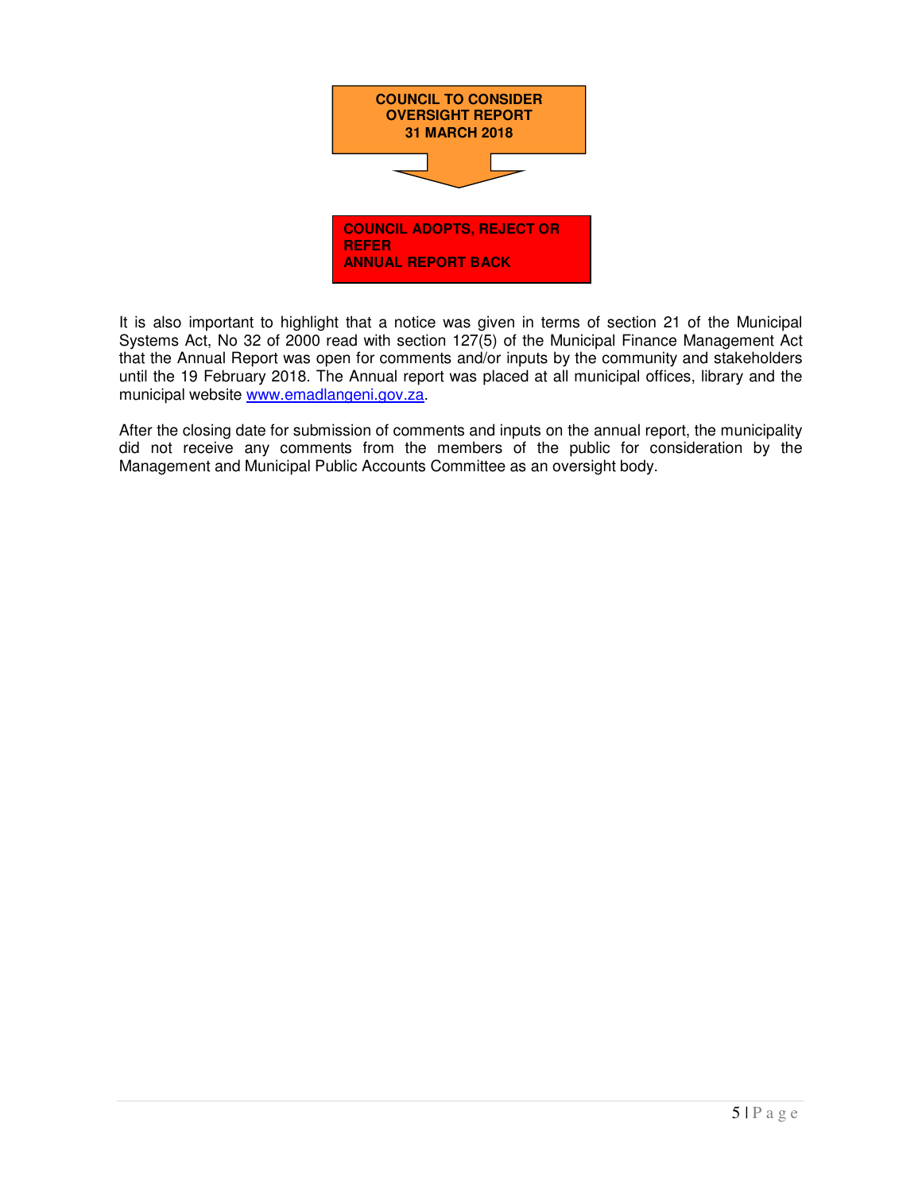**COUNCIL TO CONSIDER OVERSIGHT REPORT 31 MARCH 2018**

↓

**COUNCIL ADOPTS, REJECT OR REFER ANNUAL REPORT BACK**

It is also important to highlight that a notice was given in terms of section 21 of the Municipal Systems Act, No 32 of 2000 read with section 127(5) of the Municipal Finance Management Act that the Annual Report was open for comments and/or inputs by the community and stakeholders until the 19 February 2018. The Annual report was placed at all municipal offices, library and the municipal website www.emadlangeni.gov.za.

After the closing date for submission of comments and inputs on the annual report, the municipality did not receive any comments from the members of the public for consideration by the Management and Municipal Public Accounts Committee as an oversight body.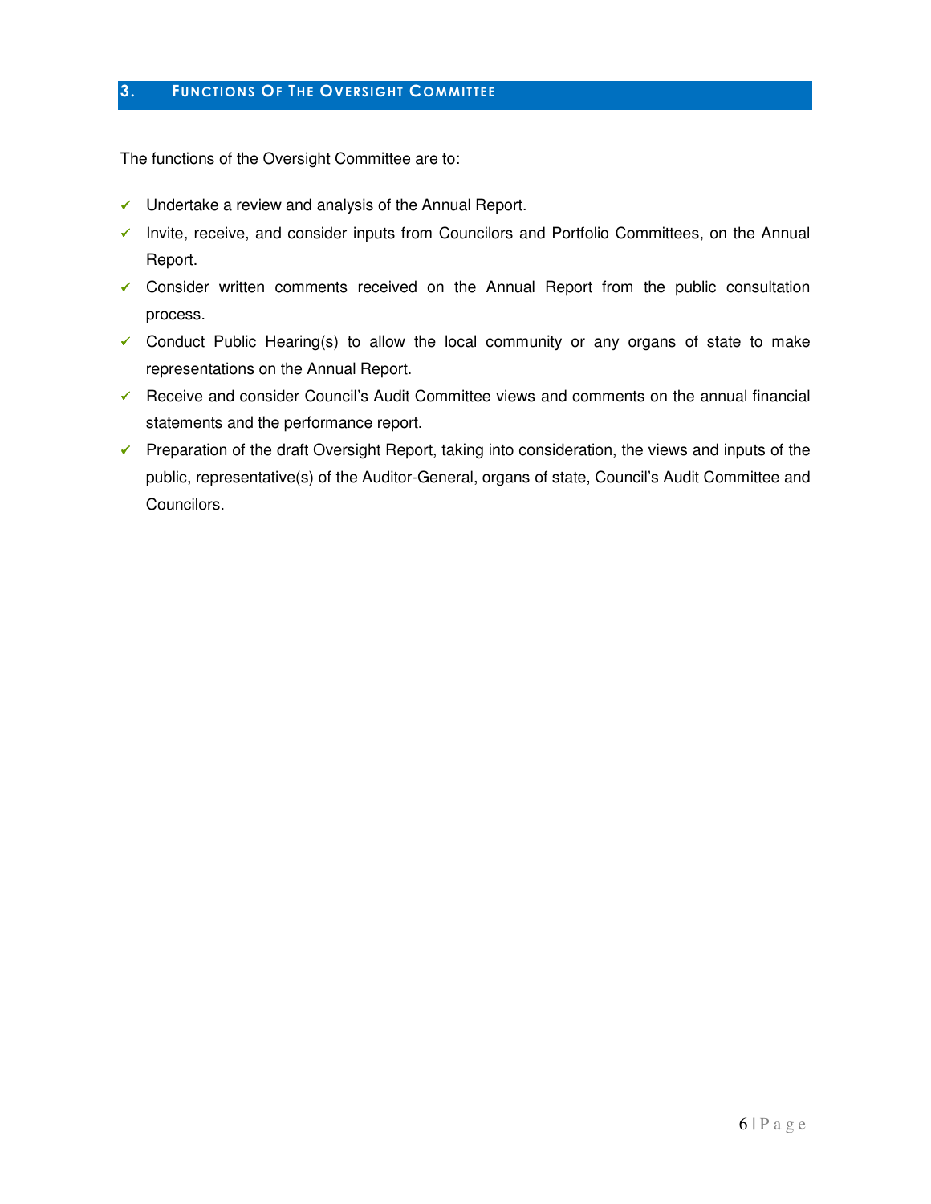## 3. Functions Of The Oversight Committee

The functions of the Oversight Committee are to:

- ✓ Undertake a review and analysis of the Annual Report.
- ✓ Invite, receive, and consider inputs from Councilors and Portfolio Committees, on the Annual Report.
- ✓ Consider written comments received on the Annual Report from the public consultation process.
- ✓ Conduct Public Hearing(s) to allow the local community or any organs of state to make representations on the Annual Report.
- ✓ Receive and consider Council's Audit Committee views and comments on the annual financial statements and the performance report.
- ✓ Preparation of the draft Oversight Report, taking into consideration, the views and inputs of the public, representative(s) of the Auditor-General, organs of state, Council's Audit Committee and Councilors.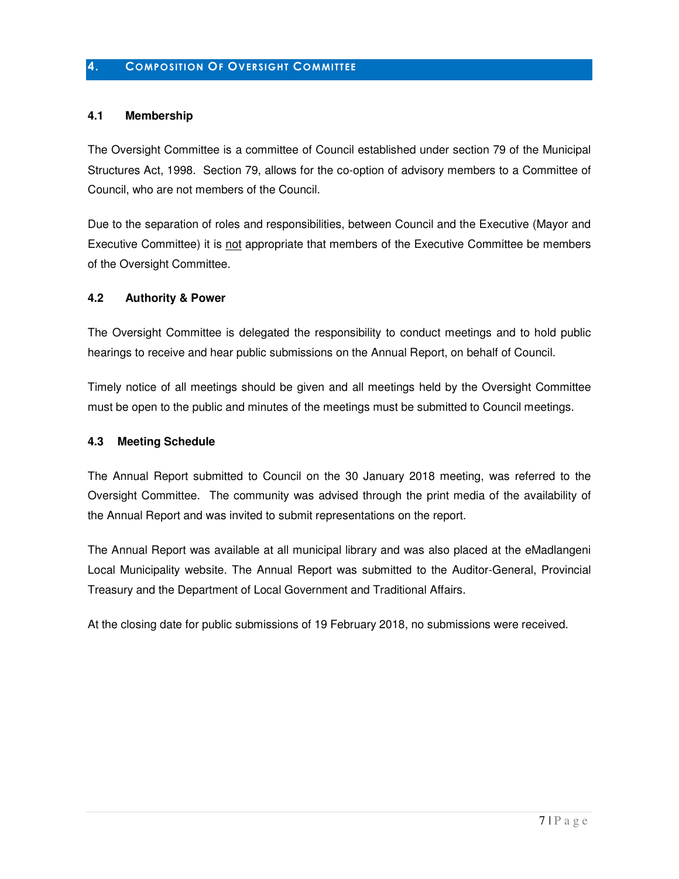## 4. Composition Of Oversight Committee

### 4.1 Membership

The Oversight Committee is a committee of Council established under section 79 of the Municipal Structures Act, 1998. Section 79, allows for the co-option of advisory members to a Committee of Council, who are not members of the Council.

Due to the separation of roles and responsibilities, between Council and the Executive (Mayor and Executive Committee) it is not appropriate that members of the Executive Committee be members of the Oversight Committee.

### 4.2 Authority & Power

The Oversight Committee is delegated the responsibility to conduct meetings and to hold public hearings to receive and hear public submissions on the Annual Report, on behalf of Council.

Timely notice of all meetings should be given and all meetings held by the Oversight Committee must be open to the public and minutes of the meetings must be submitted to Council meetings.

### 4.3 Meeting Schedule

The Annual Report submitted to Council on the 30 January 2018 meeting, was referred to the Oversight Committee. The community was advised through the print media of the availability of the Annual Report and was invited to submit representations on the report.

The Annual Report was available at all municipal library and was also placed at the eMadlangeni Local Municipality website. The Annual Report was submitted to the Auditor-General, Provincial Treasury and the Department of Local Government and Traditional Affairs.

At the closing date for public submissions of 19 February 2018, no submissions were received.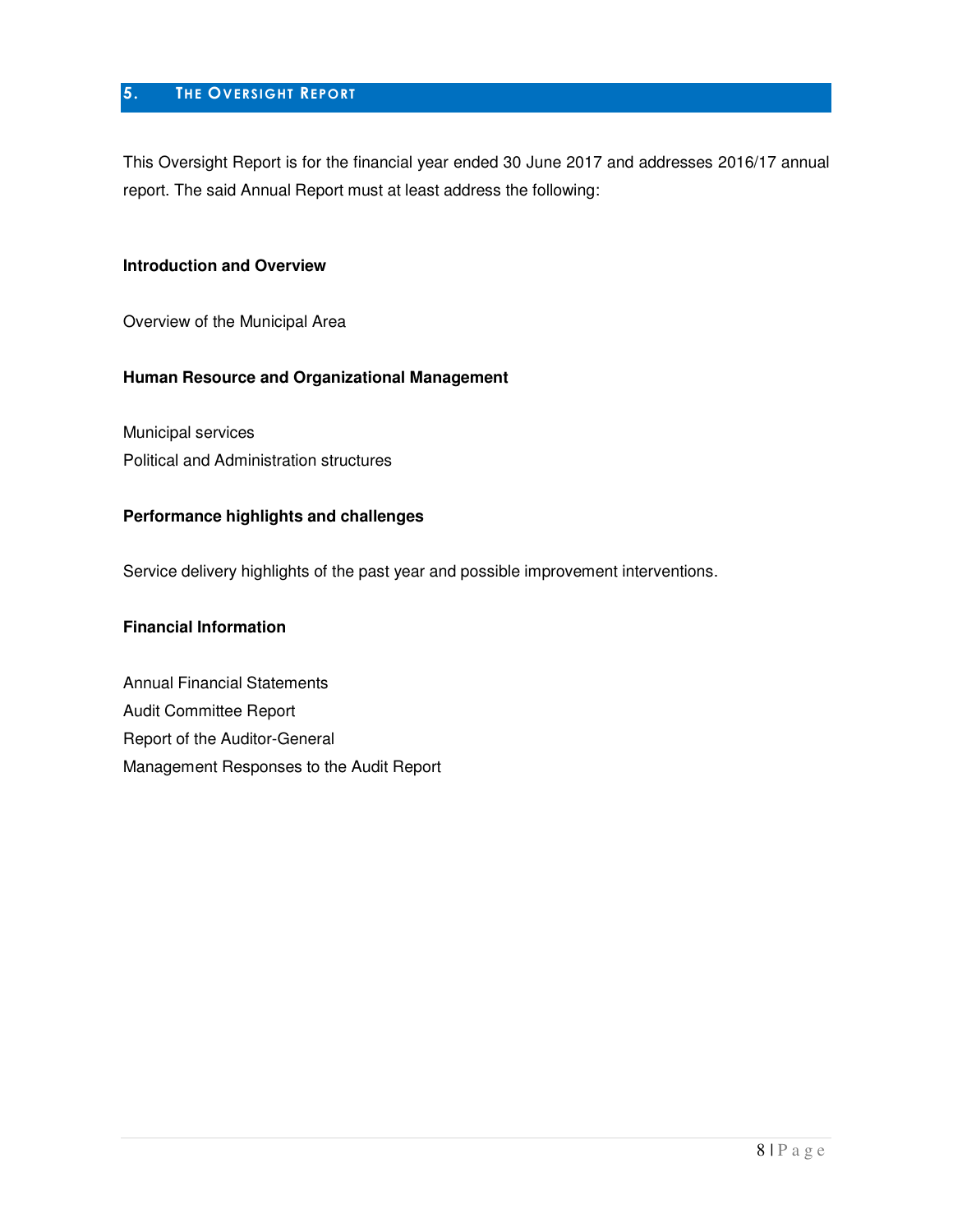## 5. THE OVERSIGHT REPORT

This Oversight Report is for the financial year ended 30 June 2017 and addresses 2016/17 annual report. The said Annual Report must at least address the following:

**Introduction and Overview**

Overview of the Municipal Area

**Human Resource and Organizational Management**

Municipal services
Political and Administration structures

**Performance highlights and challenges**

Service delivery highlights of the past year and possible improvement interventions.

**Financial Information**

Annual Financial Statements
Audit Committee Report
Report of the Auditor-General
Management Responses to the Audit Report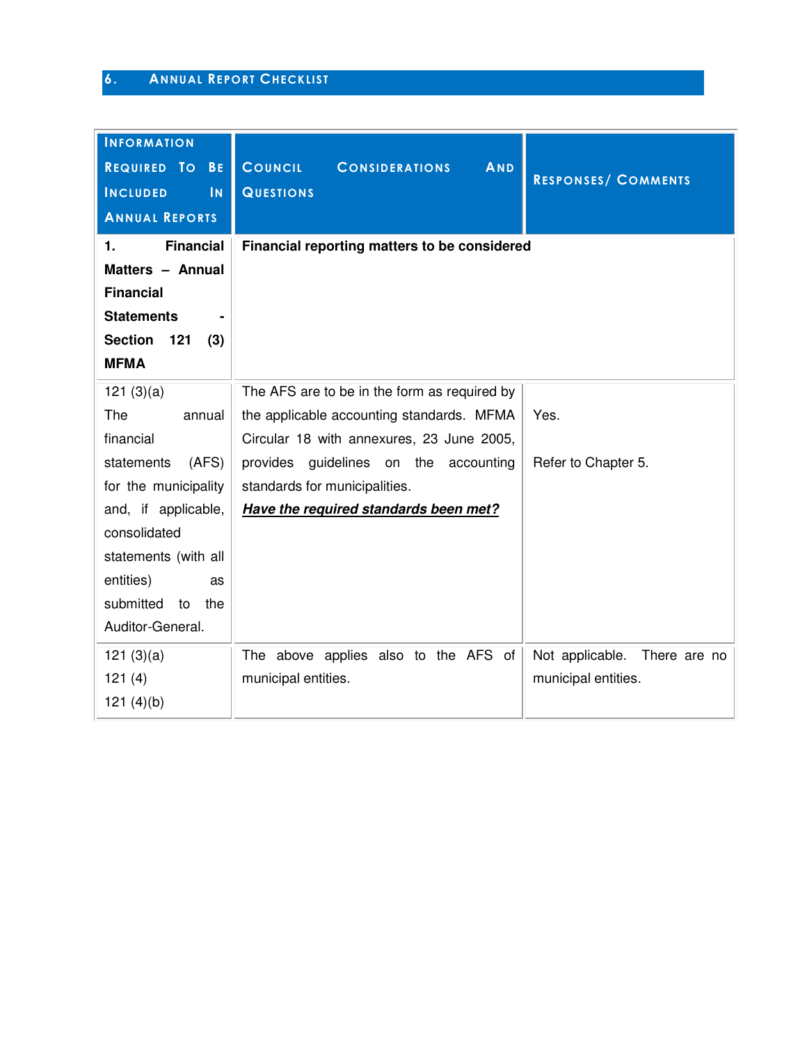## 6. Annual Report Checklist

| Information Required To Be Included In Annual Reports | Council Considerations And Questions | Responses/ Comments |
|---|---|---|
| **1. Financial Matters – Annual Financial Statements - Section 121 (3) MFMA** | **Financial reporting matters to be considered** | |
| 121 (3)(a) The annual financial statements (AFS) for the municipality and, if applicable, consolidated statements (with all entities) as submitted to the Auditor-General. | The AFS are to be in the form as required by the applicable accounting standards. MFMA Circular 18 with annexures, 23 June 2005, provides guidelines on the accounting standards for municipalities. ***Have the required standards been met?*** | Yes.<br><br>Refer to Chapter 5. |
| 121 (3)(a)<br>121 (4)<br>121 (4)(b) | The above applies also to the AFS of municipal entities. | Not applicable. There are no municipal entities. |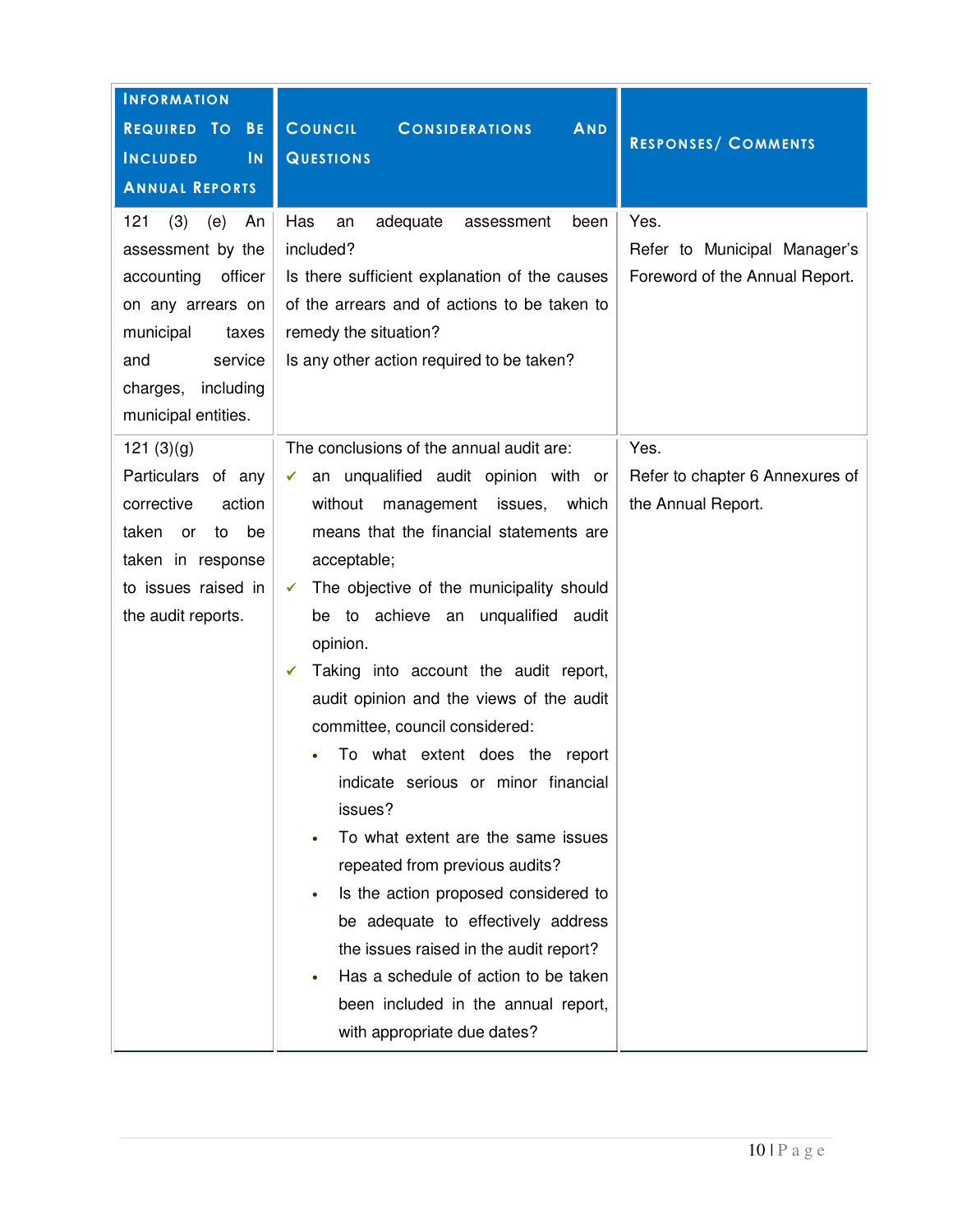| Information Required To Be Included In Annual Reports | Council Considerations And Questions | Responses/ Comments |
|---|---|---|
| 121 (3) (e) An assessment by the accounting officer on any arrears on municipal taxes and service charges, including municipal entities. | Has an adequate assessment been included?<br>Is there sufficient explanation of the causes of the arrears and of actions to be taken to remedy the situation?<br>Is any other action required to be taken? | Yes.<br>Refer to Municipal Manager's Foreword of the Annual Report. |
| 121 (3)(g)<br>Particulars of any corrective action taken or to be taken in response to issues raised in the audit reports. | The conclusions of the annual audit are:<br>✓ an unqualified audit opinion with or without management issues, which means that the financial statements are acceptable;<br>✓ The objective of the municipality should be to achieve an unqualified audit opinion.<br>✓ Taking into account the audit report, audit opinion and the views of the audit committee, council considered:<br>• To what extent does the report indicate serious or minor financial issues?<br>• To what extent are the same issues repeated from previous audits?<br>• Is the action proposed considered to be adequate to effectively address the issues raised in the audit report?<br>• Has a schedule of action to be taken been included in the annual report, with appropriate due dates? | Yes.<br>Refer to chapter 6 Annexures of the Annual Report. |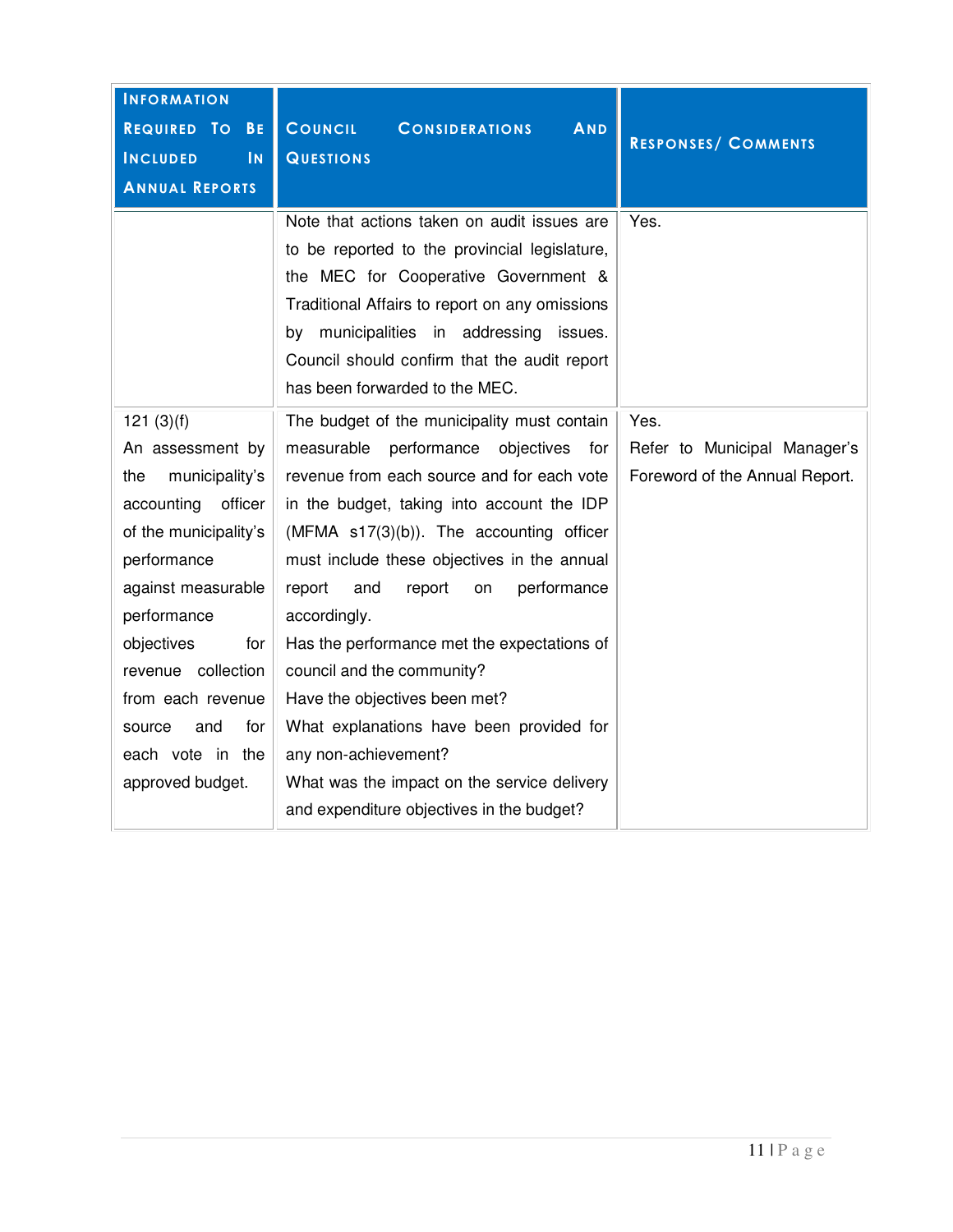| Information Required To Be Included In Annual Reports | Council Considerations And Questions | Responses/ Comments |
|---|---|---|
| | Note that actions taken on audit issues are to be reported to the provincial legislature, the MEC for Cooperative Government & Traditional Affairs to report on any omissions by municipalities in addressing issues. Council should confirm that the audit report has been forwarded to the MEC. | Yes. |
| 121 (3)(f)<br>An assessment by the municipality's accounting officer of the municipality's performance against measurable performance objectives for revenue collection from each revenue source and for each vote in the approved budget. | The budget of the municipality must contain measurable performance objectives for revenue from each source and for each vote in the budget, taking into account the IDP (MFMA s17(3)(b)). The accounting officer must include these objectives in the annual report and report on performance accordingly.<br>Has the performance met the expectations of council and the community?<br>Have the objectives been met?<br>What explanations have been provided for any non-achievement?<br>What was the impact on the service delivery and expenditure objectives in the budget? | Yes.<br>Refer to Municipal Manager's Foreword of the Annual Report. |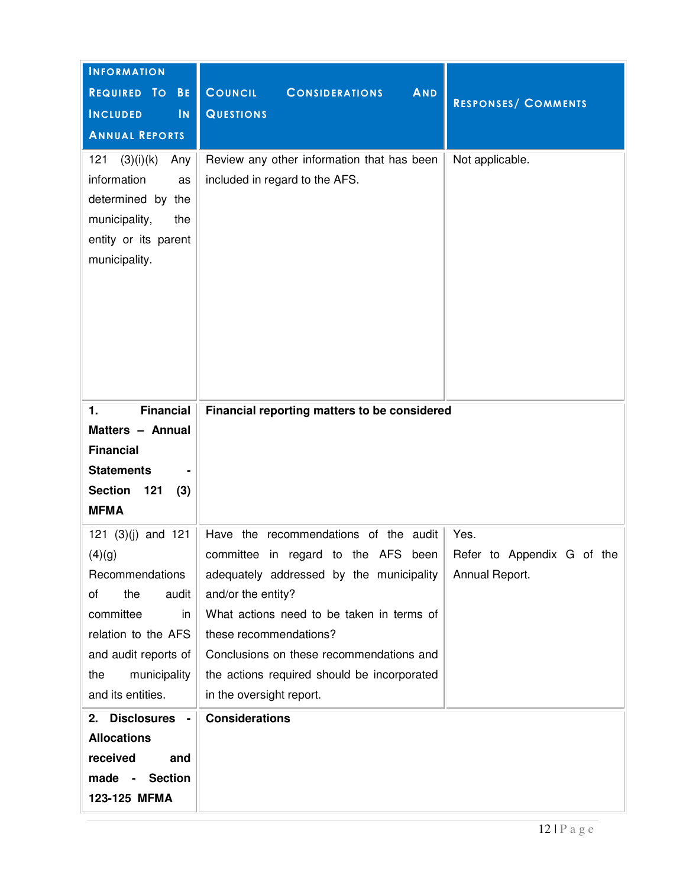| Information Required To Be Included In Annual Reports | Council Considerations And Questions | Responses/ Comments |
|---|---|---|
| 121 (3)(i)(k) Any information as determined by the municipality, the entity or its parent municipality. | Review any other information that has been included in regard to the AFS. | Not applicable. |
| **1. Financial Matters – Annual Financial Statements - Section 121 (3) MFMA** | **Financial reporting matters to be considered** | |
| 121 (3)(j) and 121 (4)(g) Recommendations of the audit committee in relation to the AFS and audit reports of the municipality and its entities. | Have the recommendations of the audit committee in regard to the AFS been adequately addressed by the municipality and/or the entity?<br>What actions need to be taken in terms of these recommendations?<br>Conclusions on these recommendations and the actions required should be incorporated in the oversight report. | Yes.<br>Refer to Appendix G of the Annual Report. |
| **2. Disclosures - Allocations received and made - Section 123-125 MFMA** | **Considerations** | |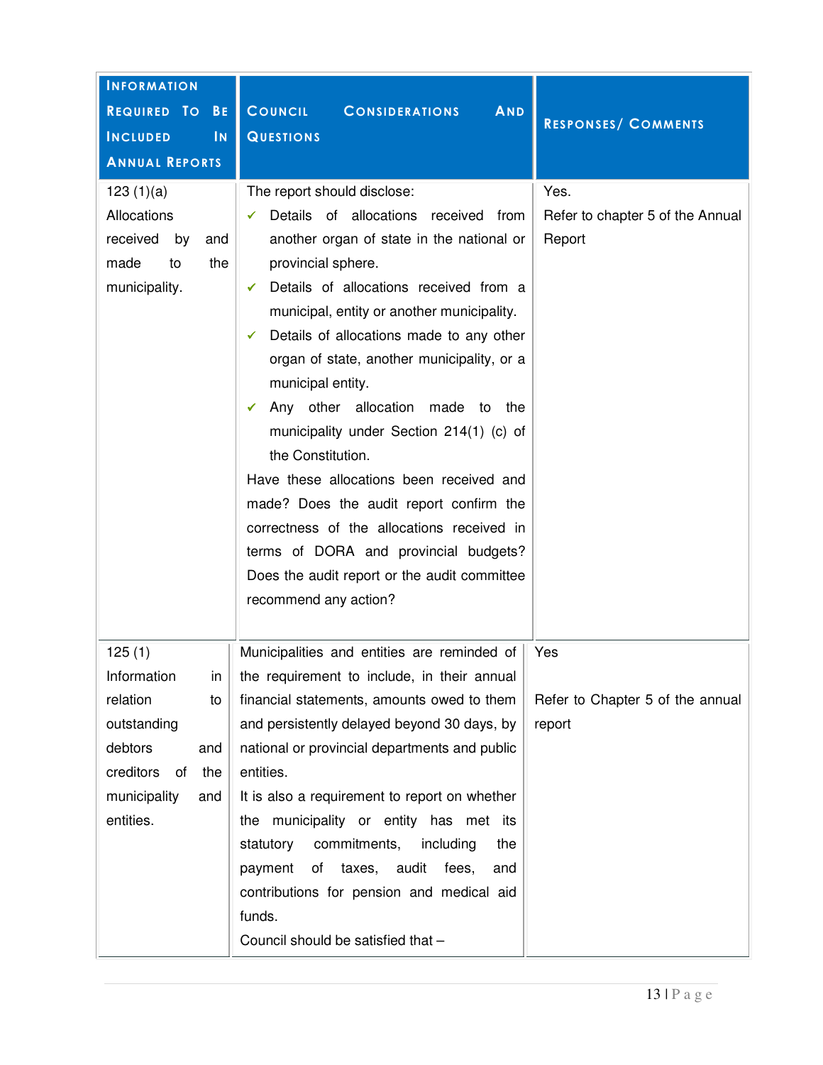| Information Required To Be Included In Annual Reports | Council Considerations And Questions | Responses/ Comments |
|---|---|---|
| 123 (1)(a)<br>Allocations received by and made to the municipality. | The report should disclose:<br>✓ Details of allocations received from another organ of state in the national or provincial sphere.<br>✓ Details of allocations received from a municipal, entity or another municipality.<br>✓ Details of allocations made to any other organ of state, another municipality, or a municipal entity.<br>✓ Any other allocation made to the municipality under Section 214(1) (c) of the Constitution.<br>Have these allocations been received and made? Does the audit report confirm the correctness of the allocations received in terms of DORA and provincial budgets? Does the audit report or the audit committee recommend any action? | Yes.<br>Refer to chapter 5 of the Annual Report |
| 125 (1)<br>Information in relation to outstanding debtors and creditors of the municipality and entities. | Municipalities and entities are reminded of the requirement to include, in their annual financial statements, amounts owed to them and persistently delayed beyond 30 days, by national or provincial departments and public entities.<br>It is also a requirement to report on whether the municipality or entity has met its statutory commitments, including the payment of taxes, audit fees, and contributions for pension and medical aid funds.<br>Council should be satisfied that – | Yes<br><br>Refer to Chapter 5 of the annual report |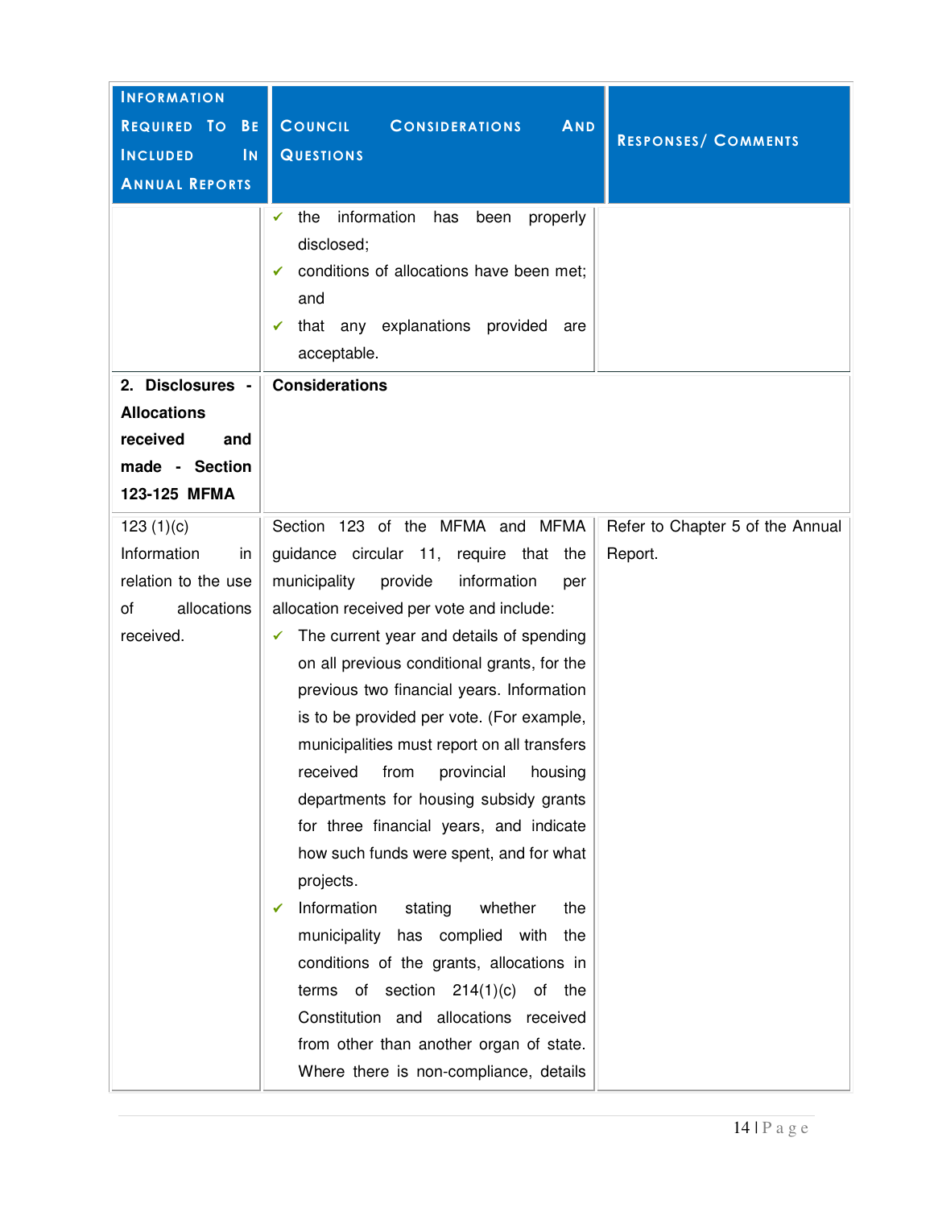| INFORMATION REQUIRED TO BE INCLUDED IN ANNUAL REPORTS | COUNCIL CONSIDERATIONS AND QUESTIONS | RESPONSES/ COMMENTS |
|---|---|---|
| | ✓ the information has been properly disclosed;<br>✓ conditions of allocations have been met; and<br>✓ that any explanations provided are acceptable. | |
| **2. Disclosures - Allocations received and made - Section 123-125 MFMA** | **Considerations** | |
| 123 (1)(c) Information in relation to the use of allocations received. | Section 123 of the MFMA and MFMA guidance circular 11, require that the municipality provide information per allocation received per vote and include:<br>✓ The current year and details of spending on all previous conditional grants, for the previous two financial years. Information is to be provided per vote. (For example, municipalities must report on all transfers received from provincial housing departments for housing subsidy grants for three financial years, and indicate how such funds were spent, and for what projects.<br>✓ Information stating whether the municipality has complied with the conditions of the grants, allocations in terms of section 214(1)(c) of the Constitution and allocations received from other than another organ of state. Where there is non-compliance, details | Refer to Chapter 5 of the Annual Report. |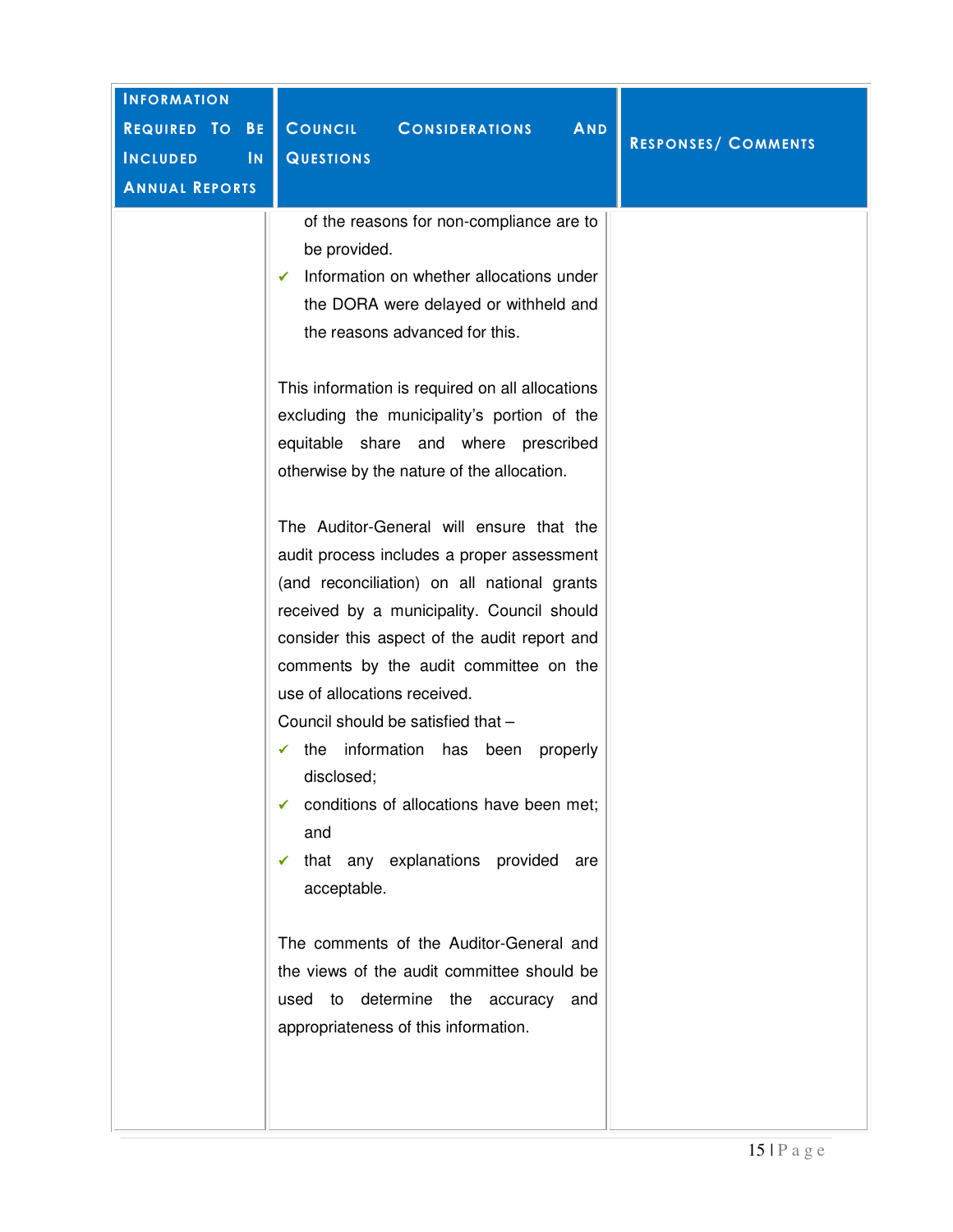| Information Required To Be Included In Annual Reports | Council Considerations And Questions | Responses/ Comments |
|---|---|---|
| | of the reasons for non-compliance are to be provided.<br>✔ Information on whether allocations under the DORA were delayed or withheld and the reasons advanced for this.<br><br>This information is required on all allocations excluding the municipality's portion of the equitable share and where prescribed otherwise by the nature of the allocation.<br><br>The Auditor-General will ensure that the audit process includes a proper assessment (and reconciliation) on all national grants received by a municipality. Council should consider this aspect of the audit report and comments by the audit committee on the use of allocations received.<br>Council should be satisfied that –<br>✔ the information has been properly disclosed;<br>✔ conditions of allocations have been met; and<br>✔ that any explanations provided are acceptable.<br><br>The comments of the Auditor-General and the views of the audit committee should be used to determine the accuracy and appropriateness of this information. | |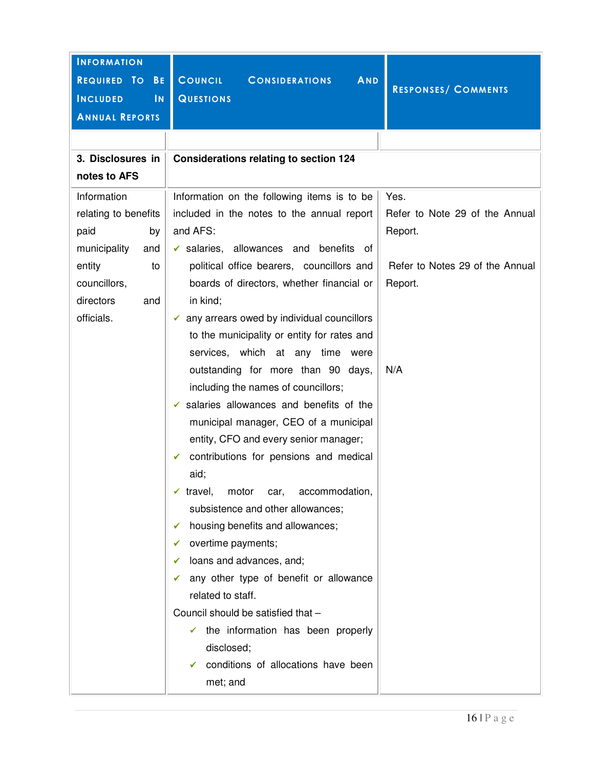| Information Required To Be Included In Annual Reports | Council Considerations And Questions | Responses/ Comments |
|---|---|---|
| | | |
| **3. Disclosures in notes to AFS** | **Considerations relating to section 124** | |
| Information relating to benefits paid by municipality and entity to councillors, directors and officials. | Information on the following items is to be included in the notes to the annual report and AFS:<br>✓ salaries, allowances and benefits of political office bearers, councillors and boards of directors, whether financial or in kind;<br>✓ any arrears owed by individual councillors to the municipality or entity for rates and services, which at any time were outstanding for more than 90 days, including the names of councillors;<br>✓ salaries allowances and benefits of the municipal manager, CEO of a municipal entity, CFO and every senior manager;<br>✓ contributions for pensions and medical aid;<br>✓ travel, motor car, accommodation, subsistence and other allowances;<br>✓ housing benefits and allowances;<br>✓ overtime payments;<br>✓ loans and advances, and;<br>✓ any other type of benefit or allowance related to staff.<br>Council should be satisfied that –<br>✓ the information has been properly disclosed;<br>✓ conditions of allocations have been met; and | Yes.<br>Refer to Note 29 of the Annual Report.<br><br>Refer to Notes 29 of the Annual Report.<br><br>N/A |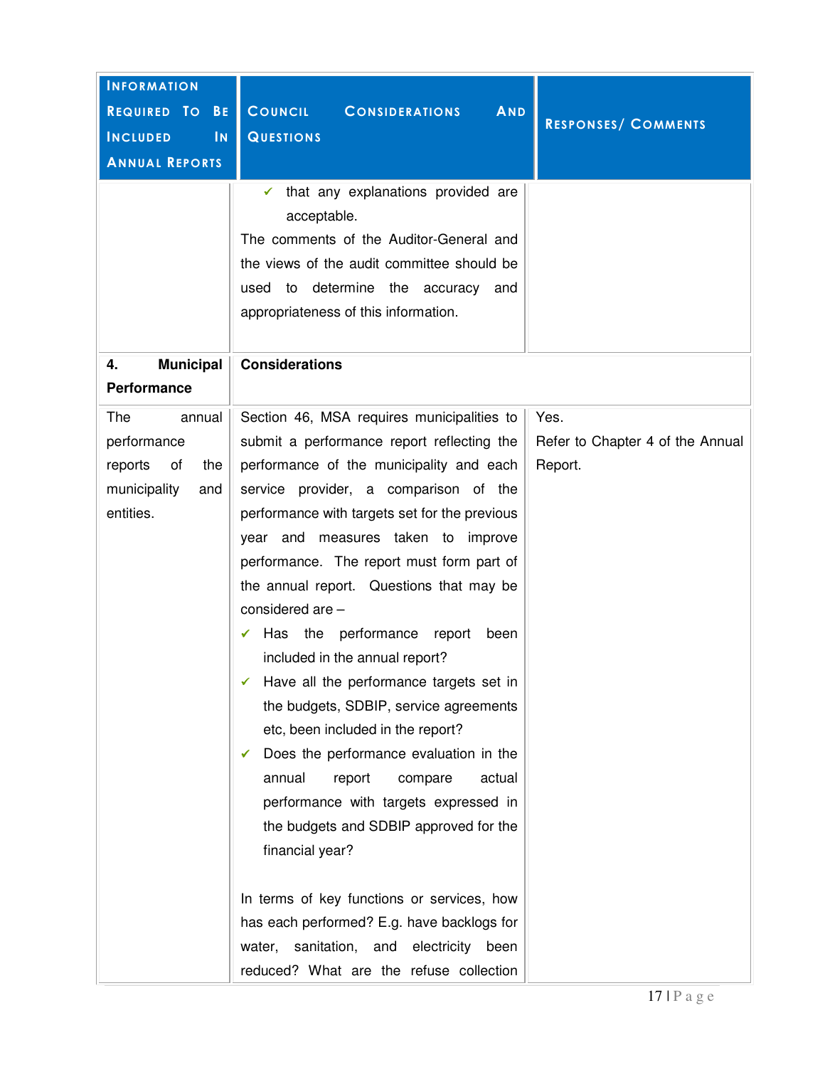| INFORMATION REQUIRED TO BE INCLUDED IN ANNUAL REPORTS | COUNCIL CONSIDERATIONS AND QUESTIONS | RESPONSES/ COMMENTS |
|---|---|---|
| | ✓ that any explanations provided are acceptable.<br>The comments of the Auditor-General and the views of the audit committee should be used to determine the accuracy and appropriateness of this information. | |
| **4. Municipal Performance** | **Considerations** | |
| The annual performance reports of the municipality and entities. | Section 46, MSA requires municipalities to submit a performance report reflecting the performance of the municipality and each service provider, a comparison of the performance with targets set for the previous year and measures taken to improve performance. The report must form part of the annual report. Questions that may be considered are –<br>✓ Has the performance report been included in the annual report?<br>✓ Have all the performance targets set in the budgets, SDBIP, service agreements etc, been included in the report?<br>✓ Does the performance evaluation in the annual report compare actual performance with targets expressed in the budgets and SDBIP approved for the financial year?<br><br>In terms of key functions or services, how has each performed? E.g. have backlogs for water, sanitation, and electricity been reduced? What are the refuse collection | Yes.<br>Refer to Chapter 4 of the Annual Report. |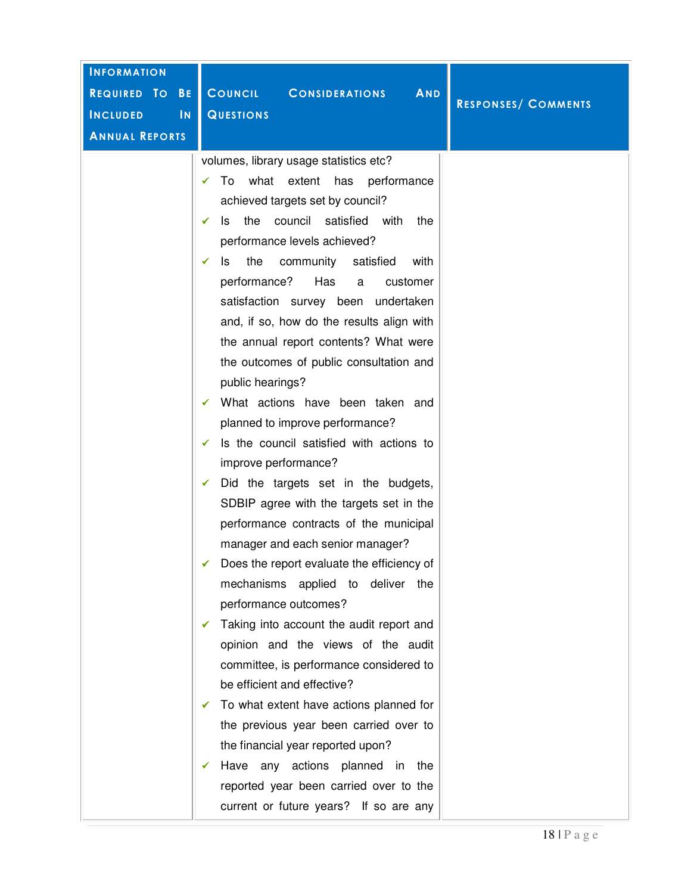| Information Required To Be Included In Annual Reports | Council Considerations And Questions | Responses/ Comments |
|---|---|---|
| | volumes, library usage statistics etc?<br>✓ To what extent has performance achieved targets set by council?<br>✓ Is the council satisfied with the performance levels achieved?<br>✓ Is the community satisfied with performance? Has a customer satisfaction survey been undertaken and, if so, how do the results align with the annual report contents? What were the outcomes of public consultation and public hearings?<br>✓ What actions have been taken and planned to improve performance?<br>✓ Is the council satisfied with actions to improve performance?<br>✓ Did the targets set in the budgets, SDBIP agree with the targets set in the performance contracts of the municipal manager and each senior manager?<br>✓ Does the report evaluate the efficiency of mechanisms applied to deliver the performance outcomes?<br>✓ Taking into account the audit report and opinion and the views of the audit committee, is performance considered to be efficient and effective?<br>✓ To what extent have actions planned for the previous year been carried over to the financial year reported upon?<br>✓ Have any actions planned in the reported year been carried over to the current or future years? If so are any | |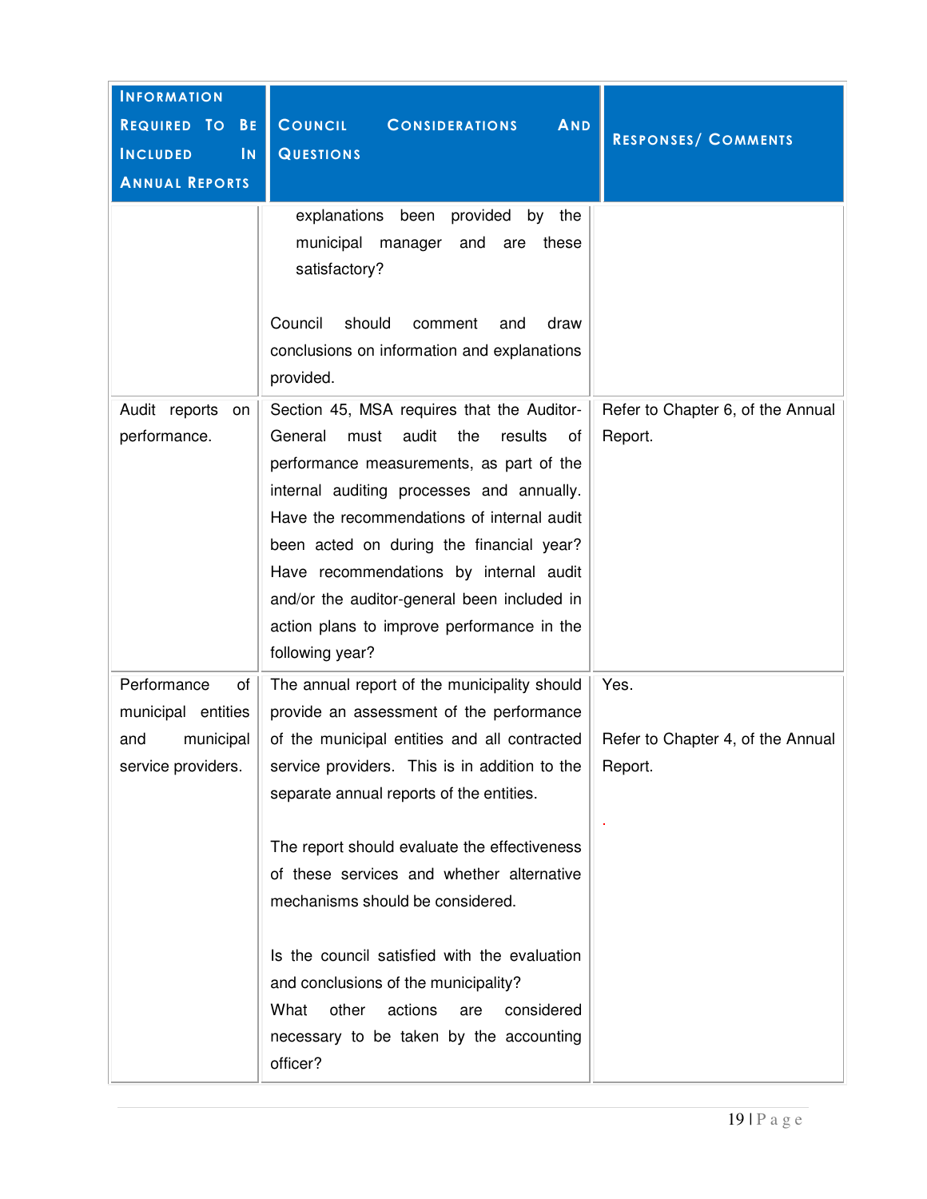| INFORMATION REQUIRED TO BE INCLUDED IN ANNUAL REPORTS | COUNCIL CONSIDERATIONS AND QUESTIONS | RESPONSES/ COMMENTS |
|---|---|---|
| | explanations been provided by the municipal manager and are these satisfactory?<br><br>Council should comment and draw conclusions on information and explanations provided. | |
| Audit reports on performance. | Section 45, MSA requires that the Auditor-General must audit the results of performance measurements, as part of the internal auditing processes and annually. Have the recommendations of internal audit been acted on during the financial year? Have recommendations by internal audit and/or the auditor-general been included in action plans to improve performance in the following year? | Refer to Chapter 6, of the Annual Report. |
| Performance of municipal entities and municipal service providers. | The annual report of the municipality should provide an assessment of the performance of the municipal entities and all contracted service providers. This is in addition to the separate annual reports of the entities.<br><br>The report should evaluate the effectiveness of these services and whether alternative mechanisms should be considered.<br><br>Is the council satisfied with the evaluation and conclusions of the municipality? What other actions are considered necessary to be taken by the accounting officer? | Yes.<br><br>Refer to Chapter 4, of the Annual Report.<br><br>. |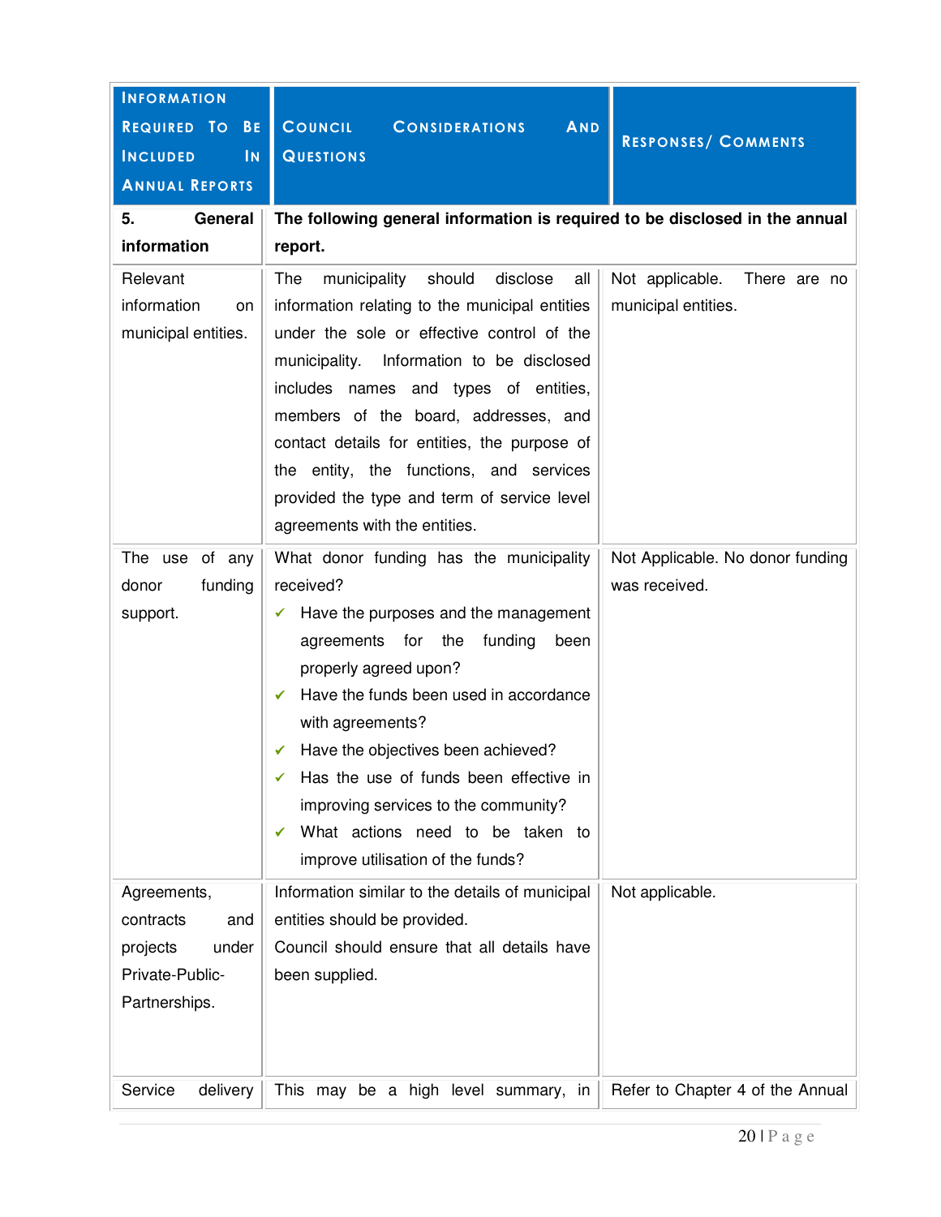| Information Required To Be Included In Annual Reports | Council Considerations And Questions | Responses/ Comments |
|---|---|---|
| **5. General information** | **The following general information is required to be disclosed in the annual report.** | |
| Relevant information on municipal entities. | The municipality should disclose all information relating to the municipal entities under the sole or effective control of the municipality. Information to be disclosed includes names and types of entities, members of the board, addresses, and contact details for entities, the purpose of the entity, the functions, and services provided the type and term of service level agreements with the entities. | Not applicable. There are no municipal entities. |
| The use of any donor funding support. | What donor funding has the municipality received?<br>✓ Have the purposes and the management agreements for the funding been properly agreed upon?<br>✓ Have the funds been used in accordance with agreements?<br>✓ Have the objectives been achieved?<br>✓ Has the use of funds been effective in improving services to the community?<br>✓ What actions need to be taken to improve utilisation of the funds? | Not Applicable. No donor funding was received. |
| Agreements, contracts and projects under Private-Public-Partnerships. | Information similar to the details of municipal entities should be provided.<br>Council should ensure that all details have been supplied. | Not applicable. |
| Service delivery | This may be a high level summary, in | Refer to Chapter 4 of the Annual |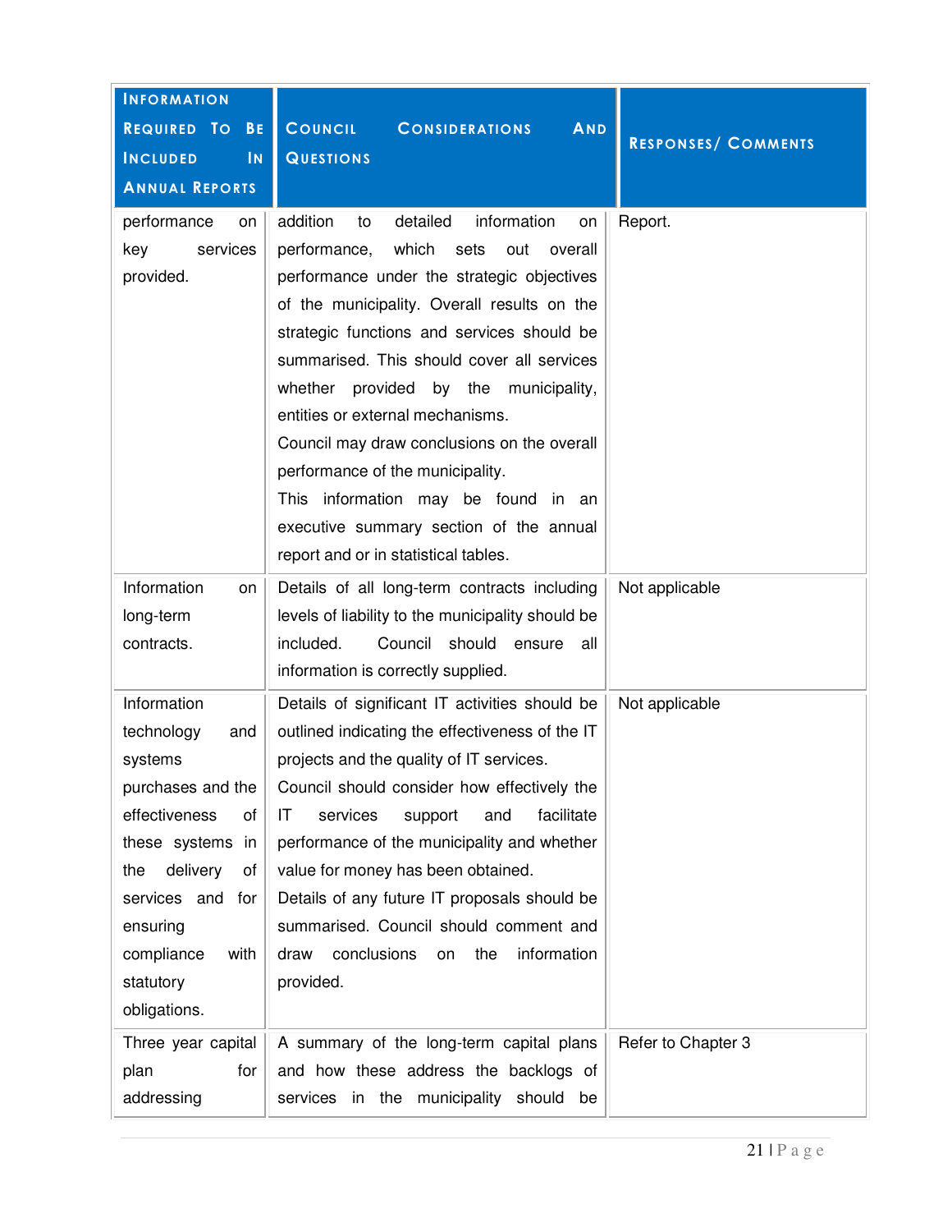| INFORMATION REQUIRED TO BE INCLUDED IN ANNUAL REPORTS | COUNCIL CONSIDERATIONS AND QUESTIONS | RESPONSES/ COMMENTS |
|---|---|---|
| performance on key services provided. | addition to detailed information on performance, which sets out overall performance under the strategic objectives of the municipality. Overall results on the strategic functions and services should be summarised. This should cover all services whether provided by the municipality, entities or external mechanisms.<br>Council may draw conclusions on the overall performance of the municipality.<br>This information may be found in an executive summary section of the annual report and or in statistical tables. | Report. |
| Information on long-term contracts. | Details of all long-term contracts including levels of liability to the municipality should be included. Council should ensure all information is correctly supplied. | Not applicable |
| Information technology and systems purchases and the effectiveness of these systems in the delivery of services and for ensuring compliance with statutory obligations. | Details of significant IT activities should be outlined indicating the effectiveness of the IT projects and the quality of IT services.<br>Council should consider how effectively the IT services support and facilitate performance of the municipality and whether value for money has been obtained.<br>Details of any future IT proposals should be summarised. Council should comment and draw conclusions on the information provided. | Not applicable |
| Three year capital plan for addressing | A summary of the long-term capital plans and how these address the backlogs of services in the municipality should be | Refer to Chapter 3 |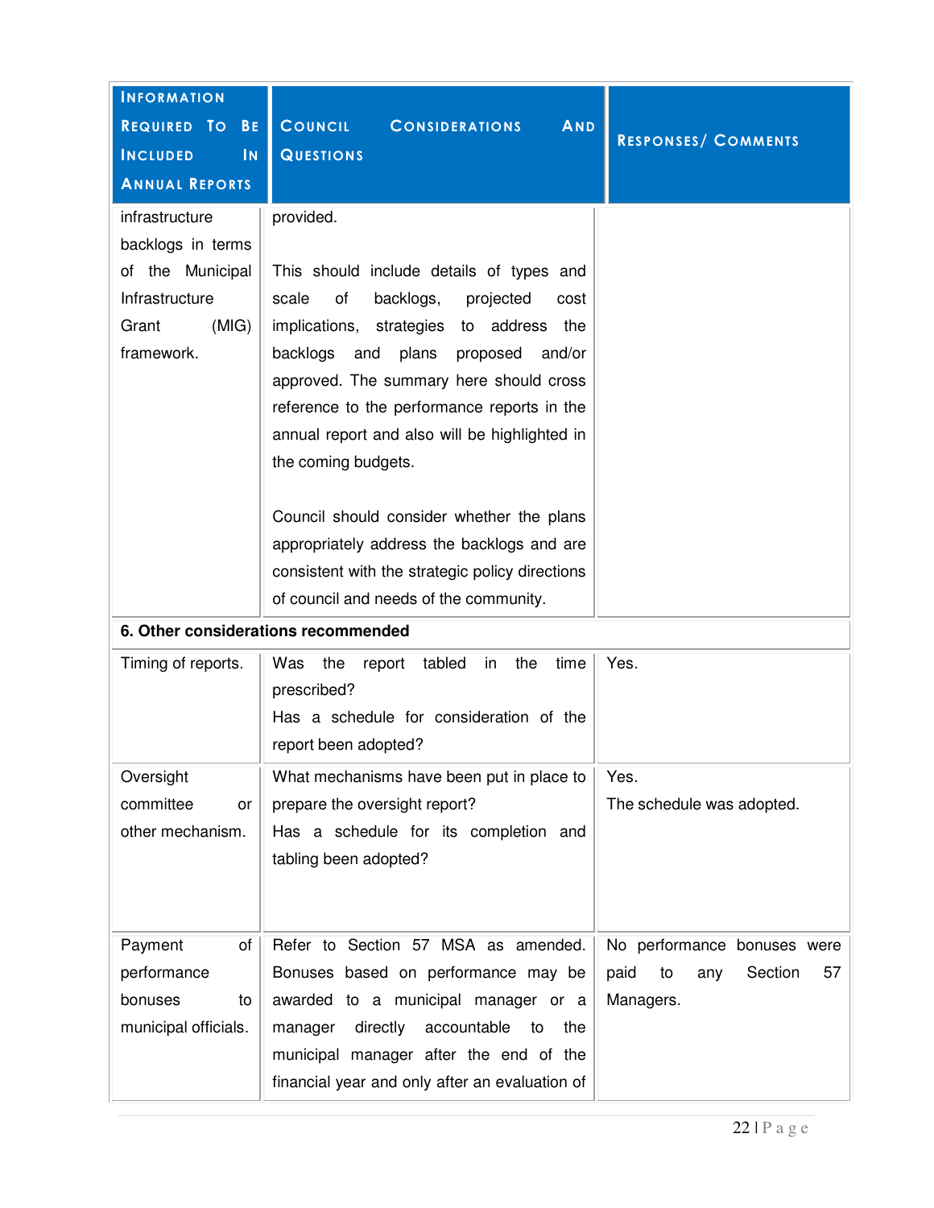| Information Required To Be Included In Annual Reports | Council Considerations And Questions | Responses/ Comments |
|---|---|---|
| infrastructure backlogs in terms of the Municipal Infrastructure Grant (MIG) framework. | provided.<br><br>This should include details of types and scale of backlogs, projected cost implications, strategies to address the backlogs and plans proposed and/or approved. The summary here should cross reference to the performance reports in the annual report and also will be highlighted in the coming budgets.<br><br>Council should consider whether the plans appropriately address the backlogs and are consistent with the strategic policy directions of council and needs of the community. | |
| **6. Other considerations recommended** | | |
| Timing of reports. | Was the report tabled in the time prescribed?<br>Has a schedule for consideration of the report been adopted? | Yes. |
| Oversight committee or other mechanism. | What mechanisms have been put in place to prepare the oversight report?<br>Has a schedule for its completion and tabling been adopted? | Yes.<br>The schedule was adopted. |
| Payment of performance bonuses to municipal officials. | Refer to Section 57 MSA as amended. Bonuses based on performance may be awarded to a municipal manager or a manager directly accountable to the municipal manager after the end of the financial year and only after an evaluation of | No performance bonuses were paid to any Section 57 Managers. |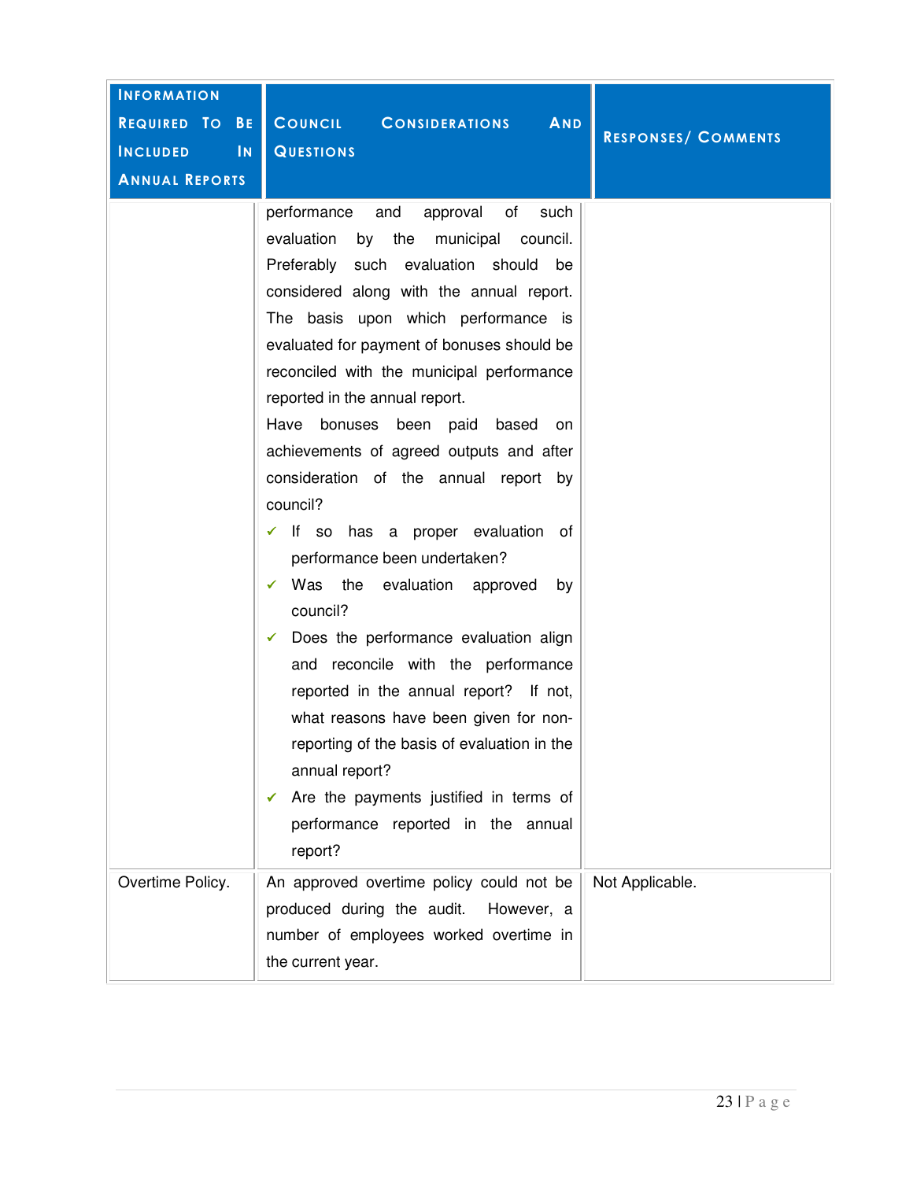| Information Required To Be Included In Annual Reports | Council Considerations And Questions | Responses/ Comments |
|---|---|---|
| | performance and approval of such evaluation by the municipal council. Preferably such evaluation should be considered along with the annual report. The basis upon which performance is evaluated for payment of bonuses should be reconciled with the municipal performance reported in the annual report.<br>Have bonuses been paid based on achievements of agreed outputs and after consideration of the annual report by council?<br>✓ If so has a proper evaluation of performance been undertaken?<br>✓ Was the evaluation approved by council?<br>✓ Does the performance evaluation align and reconcile with the performance reported in the annual report? If not, what reasons have been given for non-reporting of the basis of evaluation in the annual report?<br>✓ Are the payments justified in terms of performance reported in the annual report? | |
| Overtime Policy. | An approved overtime policy could not be produced during the audit. However, a number of employees worked overtime in the current year. | Not Applicable. |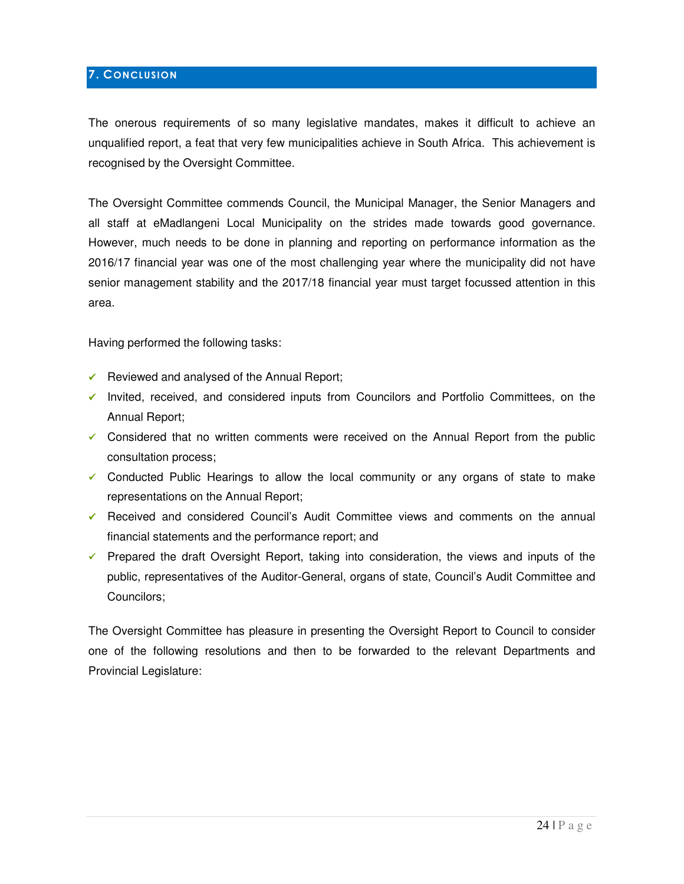## 7. Conclusion

The onerous requirements of so many legislative mandates, makes it difficult to achieve an unqualified report, a feat that very few municipalities achieve in South Africa. This achievement is recognised by the Oversight Committee.

The Oversight Committee commends Council, the Municipal Manager, the Senior Managers and all staff at eMadlangeni Local Municipality on the strides made towards good governance. However, much needs to be done in planning and reporting on performance information as the 2016/17 financial year was one of the most challenging year where the municipality did not have senior management stability and the 2017/18 financial year must target focussed attention in this area.

Having performed the following tasks:

- ✓ Reviewed and analysed of the Annual Report;
- ✓ Invited, received, and considered inputs from Councilors and Portfolio Committees, on the Annual Report;
- ✓ Considered that no written comments were received on the Annual Report from the public consultation process;
- ✓ Conducted Public Hearings to allow the local community or any organs of state to make representations on the Annual Report;
- ✓ Received and considered Council's Audit Committee views and comments on the annual financial statements and the performance report; and
- ✓ Prepared the draft Oversight Report, taking into consideration, the views and inputs of the public, representatives of the Auditor-General, organs of state, Council's Audit Committee and Councilors;

The Oversight Committee has pleasure in presenting the Oversight Report to Council to consider one of the following resolutions and then to be forwarded to the relevant Departments and Provincial Legislature: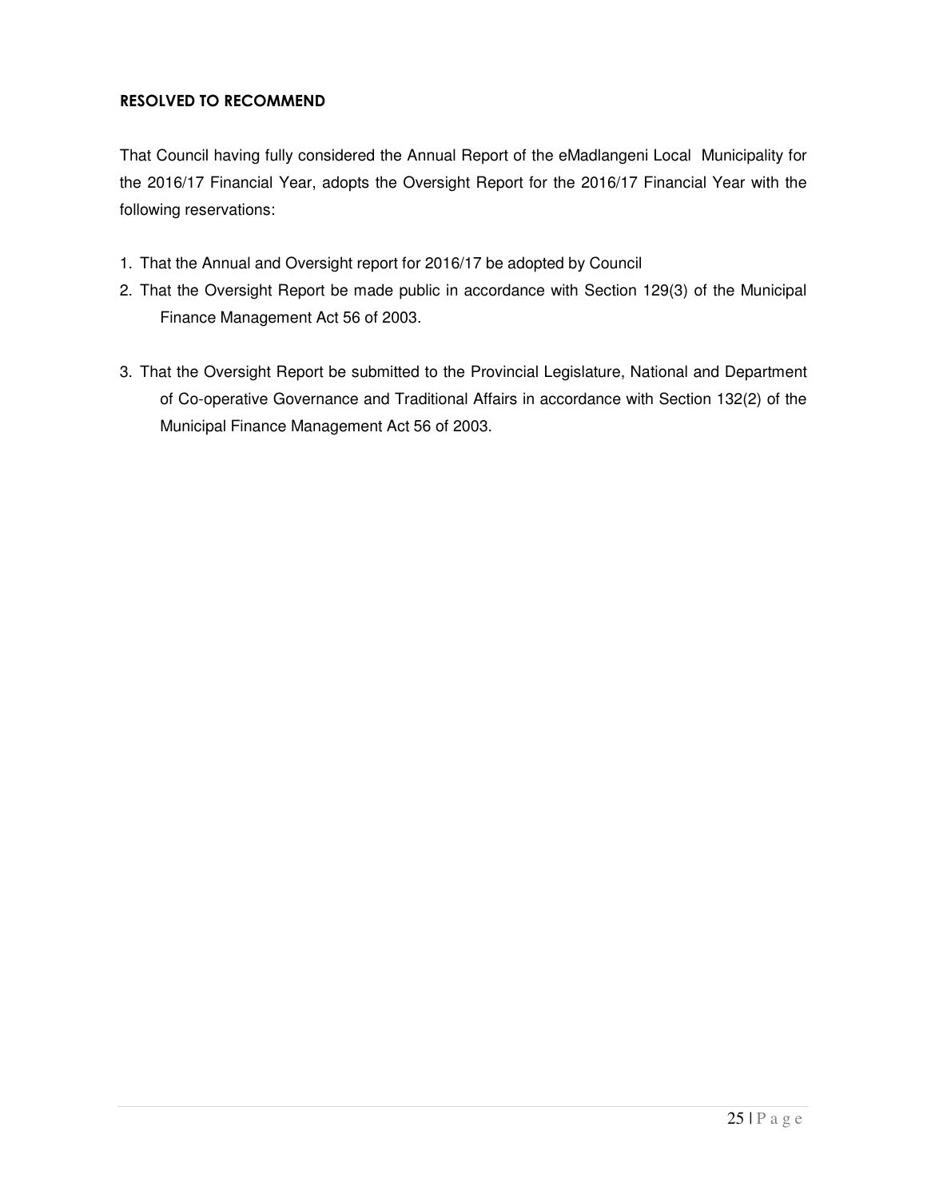**RESOLVED TO RECOMMEND**

That Council having fully considered the Annual Report of the eMadlangeni Local Municipality for the 2016/17 Financial Year, adopts the Oversight Report for the 2016/17 Financial Year with the following reservations:

1. That the Annual and Oversight report for 2016/17 be adopted by Council
2. That the Oversight Report be made public in accordance with Section 129(3) of the Municipal Finance Management Act 56 of 2003.
3. That the Oversight Report be submitted to the Provincial Legislature, National and Department of Co-operative Governance and Traditional Affairs in accordance with Section 132(2) of the Municipal Finance Management Act 56 of 2003.